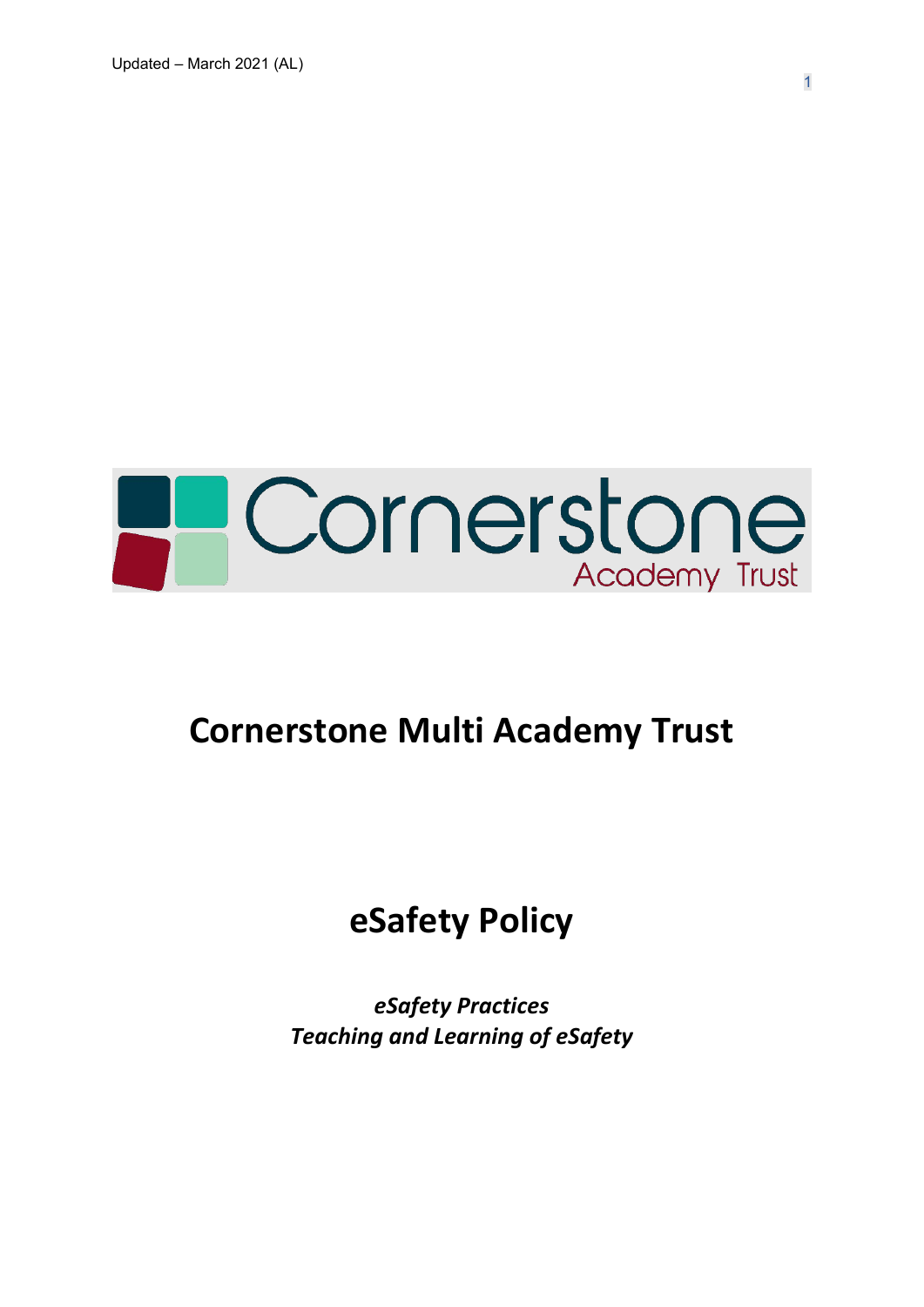Updated – March 2021 (AL)

Cornerstone Academy Trust

# Cornerstone Multi Academy Trust

# eSafety Policy

***eSafety Practices***
***Teaching and Learning of eSafety***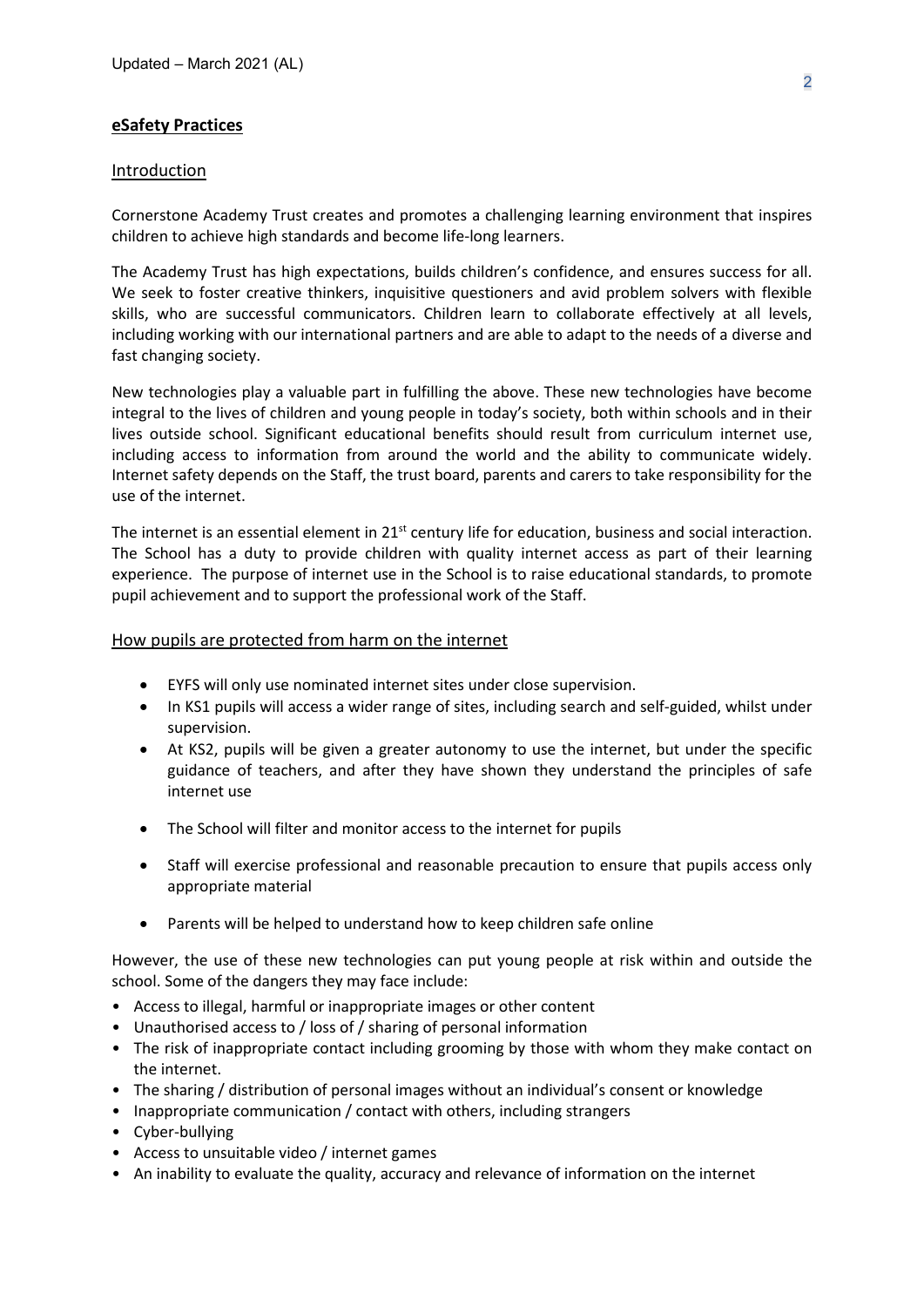## eSafety Practices

### Introduction

Cornerstone Academy Trust creates and promotes a challenging learning environment that inspires children to achieve high standards and become life-long learners.

The Academy Trust has high expectations, builds children's confidence, and ensures success for all. We seek to foster creative thinkers, inquisitive questioners and avid problem solvers with flexible skills, who are successful communicators. Children learn to collaborate effectively at all levels, including working with our international partners and are able to adapt to the needs of a diverse and fast changing society.

New technologies play a valuable part in fulfilling the above. These new technologies have become integral to the lives of children and young people in today's society, both within schools and in their lives outside school. Significant educational benefits should result from curriculum internet use, including access to information from around the world and the ability to communicate widely. Internet safety depends on the Staff, the trust board, parents and carers to take responsibility for the use of the internet.

The internet is an essential element in 21st century life for education, business and social interaction. The School has a duty to provide children with quality internet access as part of their learning experience. The purpose of internet use in the School is to raise educational standards, to promote pupil achievement and to support the professional work of the Staff.

### How pupils are protected from harm on the internet

- EYFS will only use nominated internet sites under close supervision.
- In KS1 pupils will access a wider range of sites, including search and self-guided, whilst under supervision.
- At KS2, pupils will be given a greater autonomy to use the internet, but under the specific guidance of teachers, and after they have shown they understand the principles of safe internet use
- The School will filter and monitor access to the internet for pupils
- Staff will exercise professional and reasonable precaution to ensure that pupils access only appropriate material
- Parents will be helped to understand how to keep children safe online

However, the use of these new technologies can put young people at risk within and outside the school. Some of the dangers they may face include:

- Access to illegal, harmful or inappropriate images or other content
- Unauthorised access to / loss of / sharing of personal information
- The risk of inappropriate contact including grooming by those with whom they make contact on the internet.
- The sharing / distribution of personal images without an individual's consent or knowledge
- Inappropriate communication / contact with others, including strangers
- Cyber-bullying
- Access to unsuitable video / internet games
- An inability to evaluate the quality, accuracy and relevance of information on the internet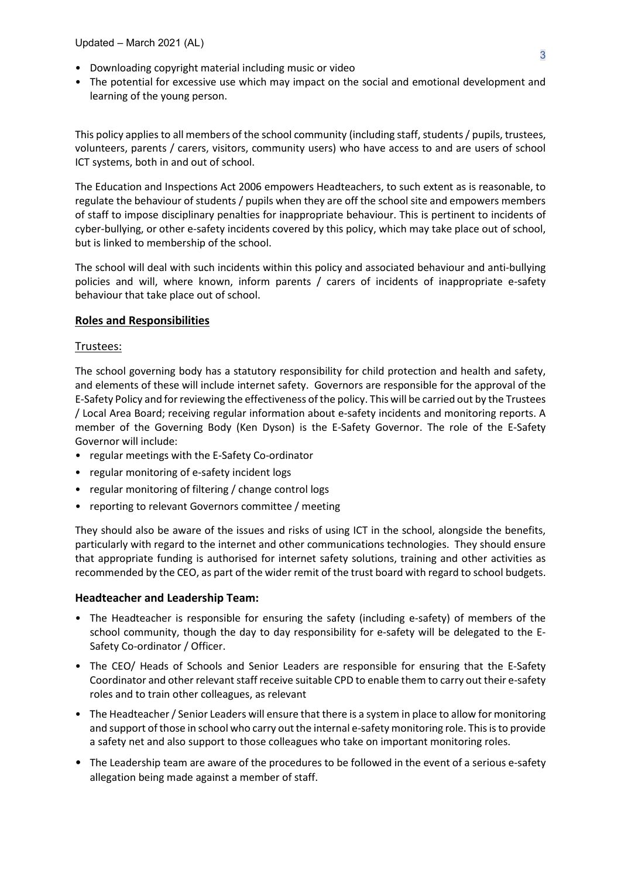- Downloading copyright material including music or video
- The potential for excessive use which may impact on the social and emotional development and learning of the young person.

This policy applies to all members of the school community (including staff, students / pupils, trustees, volunteers, parents / carers, visitors, community users) who have access to and are users of school ICT systems, both in and out of school.

The Education and Inspections Act 2006 empowers Headteachers, to such extent as is reasonable, to regulate the behaviour of students / pupils when they are off the school site and empowers members of staff to impose disciplinary penalties for inappropriate behaviour. This is pertinent to incidents of cyber-bullying, or other e-safety incidents covered by this policy, which may take place out of school, but is linked to membership of the school.

The school will deal with such incidents within this policy and associated behaviour and anti-bullying policies and will, where known, inform parents / carers of incidents of inappropriate e-safety behaviour that take place out of school.

## Roles and Responsibilities

### Trustees:

The school governing body has a statutory responsibility for child protection and health and safety, and elements of these will include internet safety. Governors are responsible for the approval of the E-Safety Policy and for reviewing the effectiveness of the policy. This will be carried out by the Trustees / Local Area Board; receiving regular information about e-safety incidents and monitoring reports. A member of the Governing Body (Ken Dyson) is the E-Safety Governor. The role of the E-Safety Governor will include:

- regular meetings with the E-Safety Co-ordinator
- regular monitoring of e-safety incident logs
- regular monitoring of filtering / change control logs
- reporting to relevant Governors committee / meeting

They should also be aware of the issues and risks of using ICT in the school, alongside the benefits, particularly with regard to the internet and other communications technologies. They should ensure that appropriate funding is authorised for internet safety solutions, training and other activities as recommended by the CEO, as part of the wider remit of the trust board with regard to school budgets.

### Headteacher and Leadership Team:

- The Headteacher is responsible for ensuring the safety (including e-safety) of members of the school community, though the day to day responsibility for e-safety will be delegated to the E-Safety Co-ordinator / Officer.
- The CEO/ Heads of Schools and Senior Leaders are responsible for ensuring that the E-Safety Coordinator and other relevant staff receive suitable CPD to enable them to carry out their e-safety roles and to train other colleagues, as relevant
- The Headteacher / Senior Leaders will ensure that there is a system in place to allow for monitoring and support of those in school who carry out the internal e-safety monitoring role. This is to provide a safety net and also support to those colleagues who take on important monitoring roles.
- The Leadership team are aware of the procedures to be followed in the event of a serious e-safety allegation being made against a member of staff.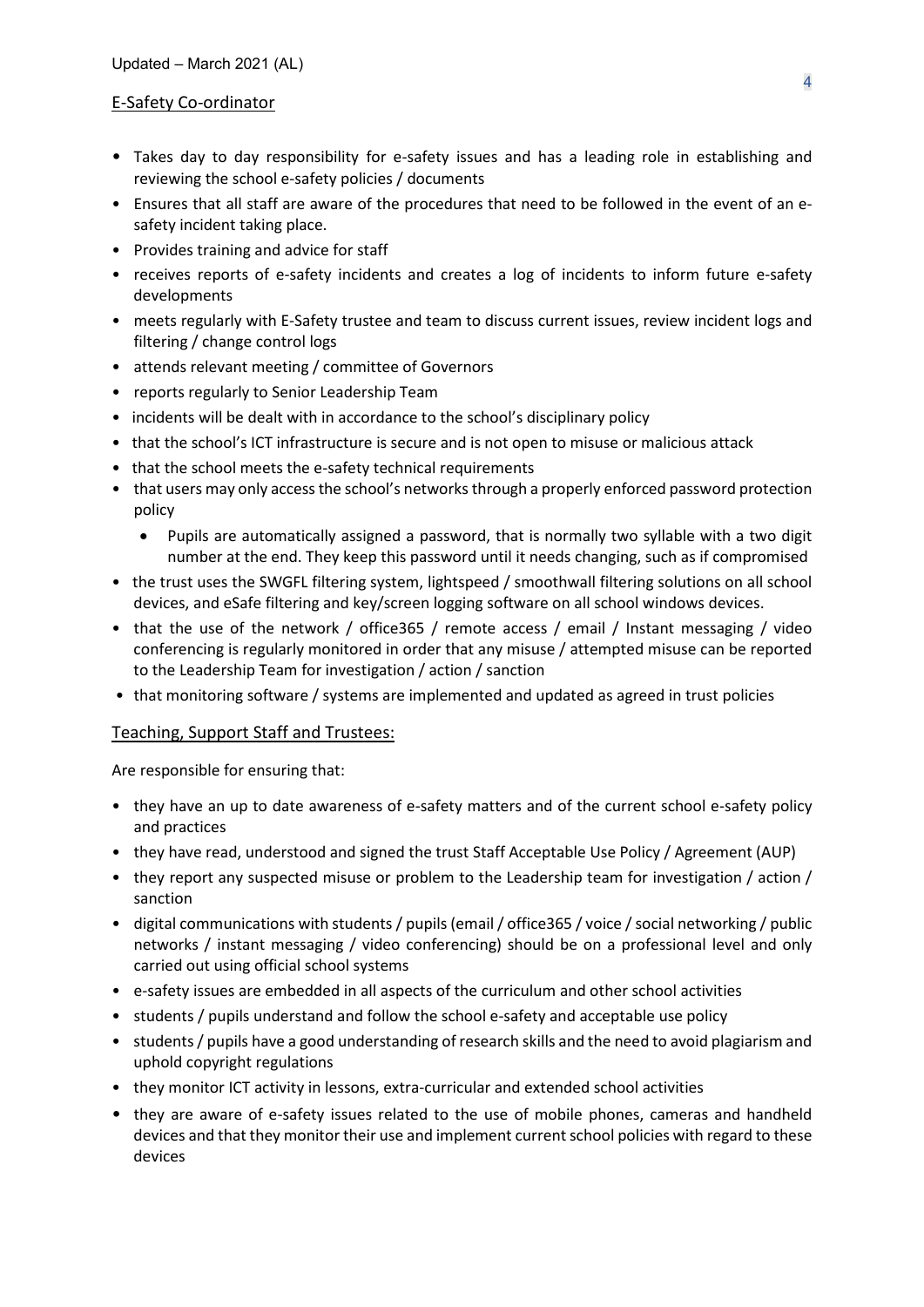## E-Safety Co-ordinator

- Takes day to day responsibility for e-safety issues and has a leading role in establishing and reviewing the school e-safety policies / documents
- Ensures that all staff are aware of the procedures that need to be followed in the event of an e-safety incident taking place.
- Provides training and advice for staff
- receives reports of e-safety incidents and creates a log of incidents to inform future e-safety developments
- meets regularly with E-Safety trustee and team to discuss current issues, review incident logs and filtering / change control logs
- attends relevant meeting / committee of Governors
- reports regularly to Senior Leadership Team
- incidents will be dealt with in accordance to the school's disciplinary policy
- that the school's ICT infrastructure is secure and is not open to misuse or malicious attack
- that the school meets the e-safety technical requirements
- that users may only access the school's networks through a properly enforced password protection policy
    - Pupils are automatically assigned a password, that is normally two syllable with a two digit number at the end. They keep this password until it needs changing, such as if compromised
- the trust uses the SWGFL filtering system, lightspeed / smoothwall filtering solutions on all school devices, and eSafe filtering and key/screen logging software on all school windows devices.
- that the use of the network / office365 / remote access / email / Instant messaging / video conferencing is regularly monitored in order that any misuse / attempted misuse can be reported to the Leadership Team for investigation / action / sanction
- that monitoring software / systems are implemented and updated as agreed in trust policies

## Teaching, Support Staff and Trustees:

Are responsible for ensuring that:

- they have an up to date awareness of e-safety matters and of the current school e-safety policy and practices
- they have read, understood and signed the trust Staff Acceptable Use Policy / Agreement (AUP)
- they report any suspected misuse or problem to the Leadership team for investigation / action / sanction
- digital communications with students / pupils (email / office365 / voice / social networking / public networks / instant messaging / video conferencing) should be on a professional level and only carried out using official school systems
- e-safety issues are embedded in all aspects of the curriculum and other school activities
- students / pupils understand and follow the school e-safety and acceptable use policy
- students / pupils have a good understanding of research skills and the need to avoid plagiarism and uphold copyright regulations
- they monitor ICT activity in lessons, extra-curricular and extended school activities
- they are aware of e-safety issues related to the use of mobile phones, cameras and handheld devices and that they monitor their use and implement current school policies with regard to these devices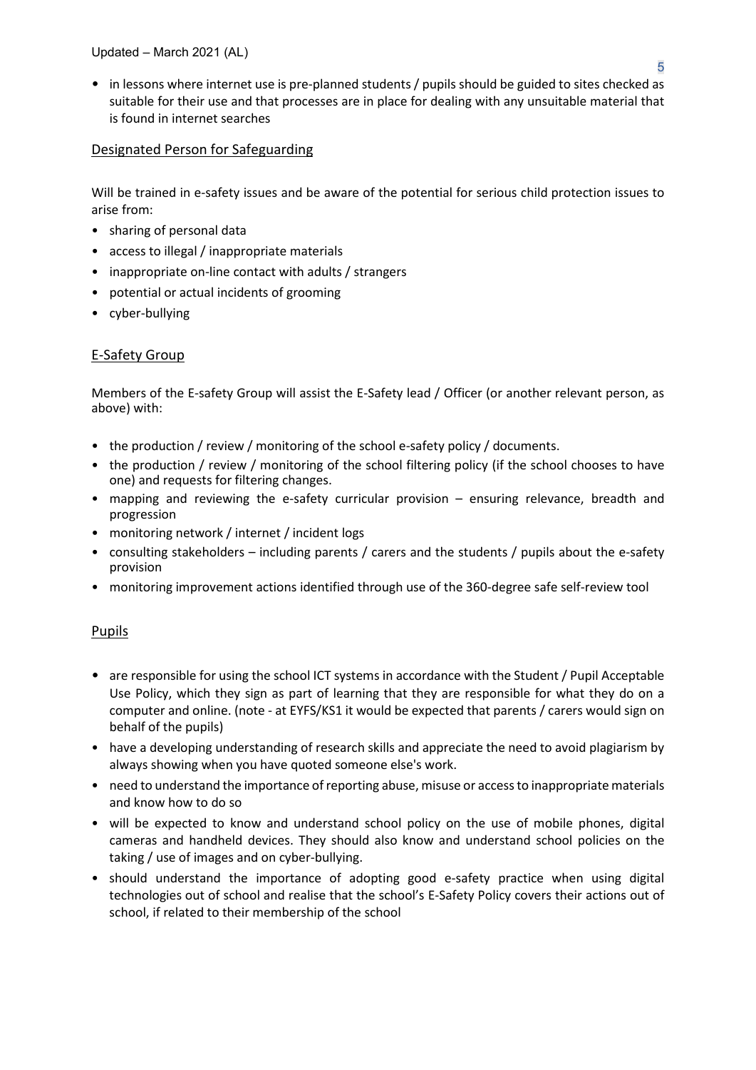- in lessons where internet use is pre-planned students / pupils should be guided to sites checked as suitable for their use and that processes are in place for dealing with any unsuitable material that is found in internet searches

## Designated Person for Safeguarding

Will be trained in e-safety issues and be aware of the potential for serious child protection issues to arise from:

- sharing of personal data
- access to illegal / inappropriate materials
- inappropriate on-line contact with adults / strangers
- potential or actual incidents of grooming
- cyber-bullying

## E-Safety Group

Members of the E-safety Group will assist the E-Safety lead / Officer (or another relevant person, as above) with:

- the production / review / monitoring of the school e-safety policy / documents.
- the production / review / monitoring of the school filtering policy (if the school chooses to have one) and requests for filtering changes.
- mapping and reviewing the e-safety curricular provision – ensuring relevance, breadth and progression
- monitoring network / internet / incident logs
- consulting stakeholders – including parents / carers and the students / pupils about the e-safety provision
- monitoring improvement actions identified through use of the 360-degree safe self-review tool

## Pupils

- are responsible for using the school ICT systems in accordance with the Student / Pupil Acceptable Use Policy, which they sign as part of learning that they are responsible for what they do on a computer and online. (note - at EYFS/KS1 it would be expected that parents / carers would sign on behalf of the pupils)
- have a developing understanding of research skills and appreciate the need to avoid plagiarism by always showing when you have quoted someone else's work.
- need to understand the importance of reporting abuse, misuse or access to inappropriate materials and know how to do so
- will be expected to know and understand school policy on the use of mobile phones, digital cameras and handheld devices. They should also know and understand school policies on the taking / use of images and on cyber-bullying.
- should understand the importance of adopting good e-safety practice when using digital technologies out of school and realise that the school's E-Safety Policy covers their actions out of school, if related to their membership of the school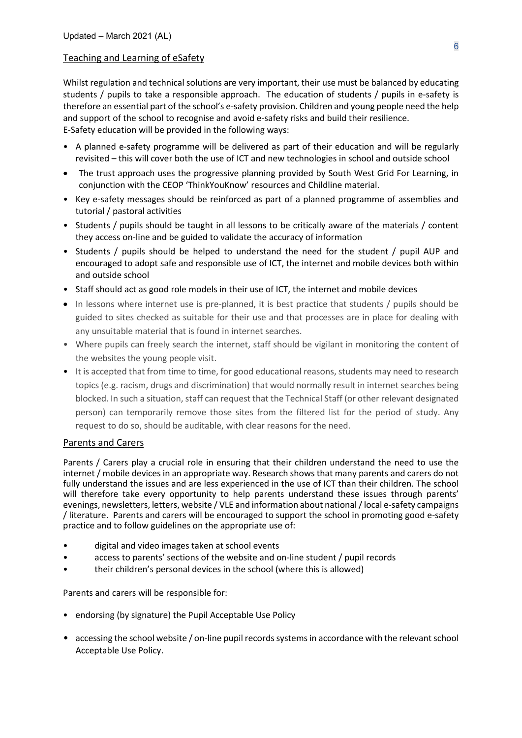## Teaching and Learning of eSafety

Whilst regulation and technical solutions are very important, their use must be balanced by educating students / pupils to take a responsible approach. The education of students / pupils in e-safety is therefore an essential part of the school's e-safety provision. Children and young people need the help and support of the school to recognise and avoid e-safety risks and build their resilience.
E-Safety education will be provided in the following ways:

- A planned e-safety programme will be delivered as part of their education and will be regularly revisited – this will cover both the use of ICT and new technologies in school and outside school
- The trust approach uses the progressive planning provided by South West Grid For Learning, in conjunction with the CEOP 'ThinkYouKnow' resources and Childline material.
- Key e-safety messages should be reinforced as part of a planned programme of assemblies and tutorial / pastoral activities
- Students / pupils should be taught in all lessons to be critically aware of the materials / content they access on-line and be guided to validate the accuracy of information
- Students / pupils should be helped to understand the need for the student / pupil AUP and encouraged to adopt safe and responsible use of ICT, the internet and mobile devices both within and outside school
- Staff should act as good role models in their use of ICT, the internet and mobile devices
- In lessons where internet use is pre-planned, it is best practice that students / pupils should be guided to sites checked as suitable for their use and that processes are in place for dealing with any unsuitable material that is found in internet searches.
- Where pupils can freely search the internet, staff should be vigilant in monitoring the content of the websites the young people visit.
- It is accepted that from time to time, for good educational reasons, students may need to research topics (e.g. racism, drugs and discrimination) that would normally result in internet searches being blocked. In such a situation, staff can request that the Technical Staff (or other relevant designated person) can temporarily remove those sites from the filtered list for the period of study. Any request to do so, should be auditable, with clear reasons for the need.

## Parents and Carers

Parents / Carers play a crucial role in ensuring that their children understand the need to use the internet / mobile devices in an appropriate way. Research shows that many parents and carers do not fully understand the issues and are less experienced in the use of ICT than their children. The school will therefore take every opportunity to help parents understand these issues through parents' evenings, newsletters, letters, website / VLE and information about national / local e-safety campaigns / literature. Parents and carers will be encouraged to support the school in promoting good e-safety practice and to follow guidelines on the appropriate use of:

- digital and video images taken at school events
- access to parents' sections of the website and on-line student / pupil records
- their children's personal devices in the school (where this is allowed)

Parents and carers will be responsible for:

- endorsing (by signature) the Pupil Acceptable Use Policy
- accessing the school website / on-line pupil records systems in accordance with the relevant school Acceptable Use Policy.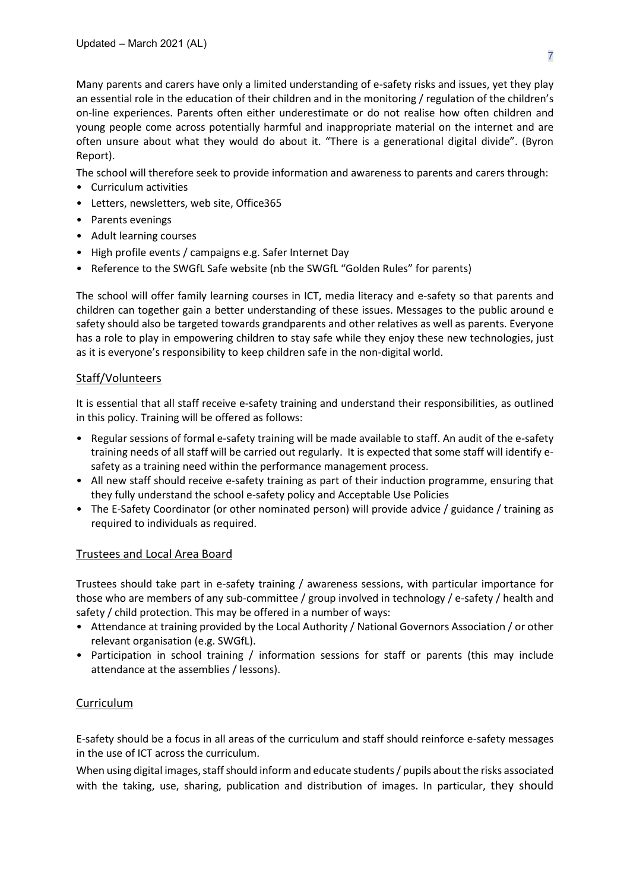Many parents and carers have only a limited understanding of e-safety risks and issues, yet they play an essential role in the education of their children and in the monitoring / regulation of the children's on-line experiences. Parents often either underestimate or do not realise how often children and young people come across potentially harmful and inappropriate material on the internet and are often unsure about what they would do about it. "There is a generational digital divide". (Byron Report).

The school will therefore seek to provide information and awareness to parents and carers through:

- Curriculum activities
- Letters, newsletters, web site, Office365
- Parents evenings
- Adult learning courses
- High profile events / campaigns e.g. Safer Internet Day
- Reference to the SWGfL Safe website (nb the SWGfL "Golden Rules" for parents)

The school will offer family learning courses in ICT, media literacy and e-safety so that parents and children can together gain a better understanding of these issues. Messages to the public around e safety should also be targeted towards grandparents and other relatives as well as parents. Everyone has a role to play in empowering children to stay safe while they enjoy these new technologies, just as it is everyone's responsibility to keep children safe in the non-digital world.

## Staff/Volunteers

It is essential that all staff receive e-safety training and understand their responsibilities, as outlined in this policy. Training will be offered as follows:

- Regular sessions of formal e-safety training will be made available to staff. An audit of the e-safety training needs of all staff will be carried out regularly. It is expected that some staff will identify e-safety as a training need within the performance management process.
- All new staff should receive e-safety training as part of their induction programme, ensuring that they fully understand the school e-safety policy and Acceptable Use Policies
- The E-Safety Coordinator (or other nominated person) will provide advice / guidance / training as required to individuals as required.

## Trustees and Local Area Board

Trustees should take part in e-safety training / awareness sessions, with particular importance for those who are members of any sub-committee / group involved in technology / e-safety / health and safety / child protection. This may be offered in a number of ways:

- Attendance at training provided by the Local Authority / National Governors Association / or other relevant organisation (e.g. SWGfL).
- Participation in school training / information sessions for staff or parents (this may include attendance at the assemblies / lessons).

## Curriculum

E-safety should be a focus in all areas of the curriculum and staff should reinforce e-safety messages in the use of ICT across the curriculum.

When using digital images, staff should inform and educate students / pupils about the risks associated with the taking, use, sharing, publication and distribution of images. In particular, they should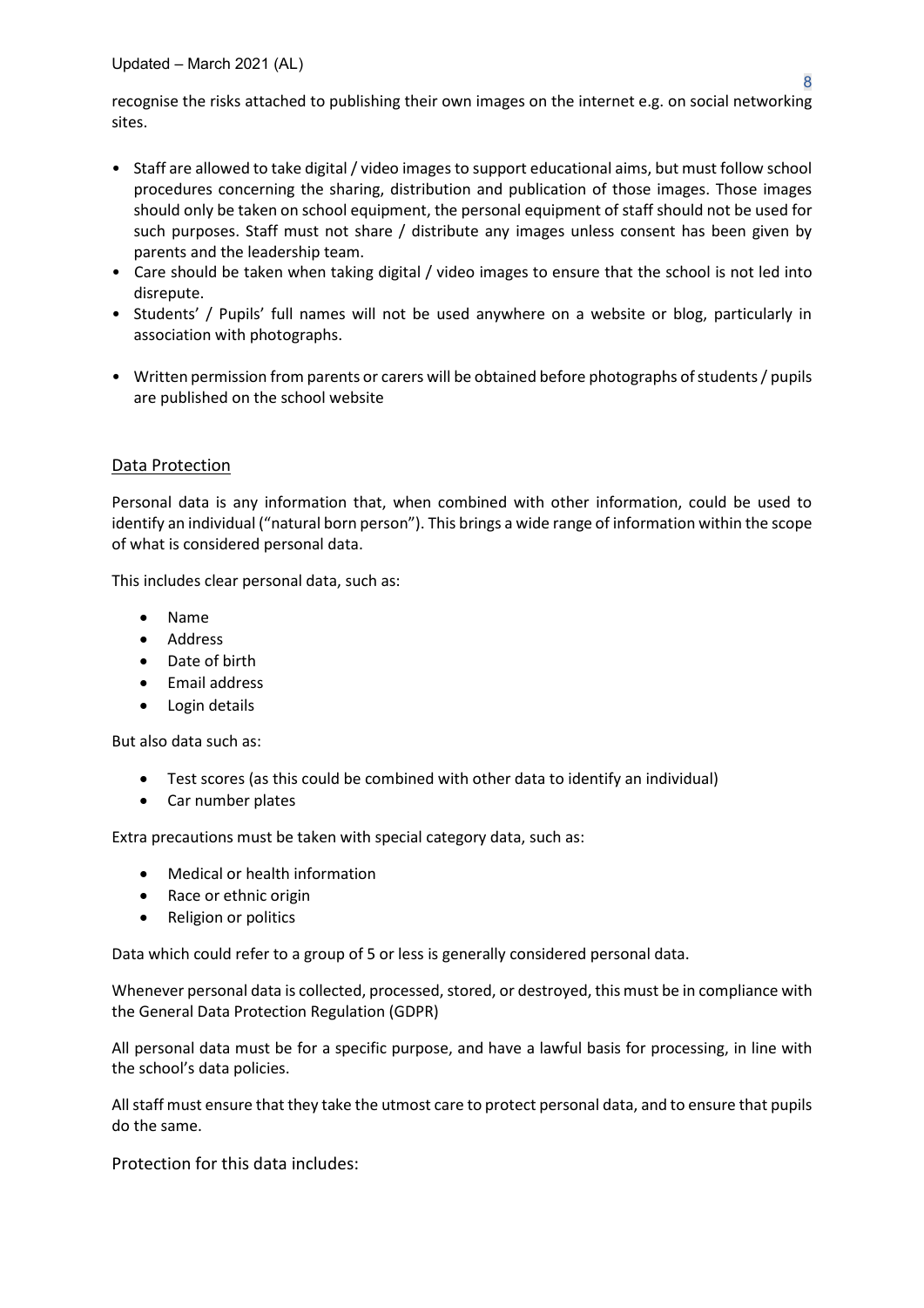recognise the risks attached to publishing their own images on the internet e.g. on social networking sites.

- Staff are allowed to take digital / video images to support educational aims, but must follow school procedures concerning the sharing, distribution and publication of those images. Those images should only be taken on school equipment, the personal equipment of staff should not be used for such purposes. Staff must not share / distribute any images unless consent has been given by parents and the leadership team.
- Care should be taken when taking digital / video images to ensure that the school is not led into disrepute.
- Students' / Pupils' full names will not be used anywhere on a website or blog, particularly in association with photographs.
- Written permission from parents or carers will be obtained before photographs of students / pupils are published on the school website

## Data Protection

Personal data is any information that, when combined with other information, could be used to identify an individual ("natural born person"). This brings a wide range of information within the scope of what is considered personal data.

This includes clear personal data, such as:

- Name
- Address
- Date of birth
- Email address
- Login details

But also data such as:

- Test scores (as this could be combined with other data to identify an individual)
- Car number plates

Extra precautions must be taken with special category data, such as:

- Medical or health information
- Race or ethnic origin
- Religion or politics

Data which could refer to a group of 5 or less is generally considered personal data.

Whenever personal data is collected, processed, stored, or destroyed, this must be in compliance with the General Data Protection Regulation (GDPR)

All personal data must be for a specific purpose, and have a lawful basis for processing, in line with the school's data policies.

All staff must ensure that they take the utmost care to protect personal data, and to ensure that pupils do the same.

Protection for this data includes: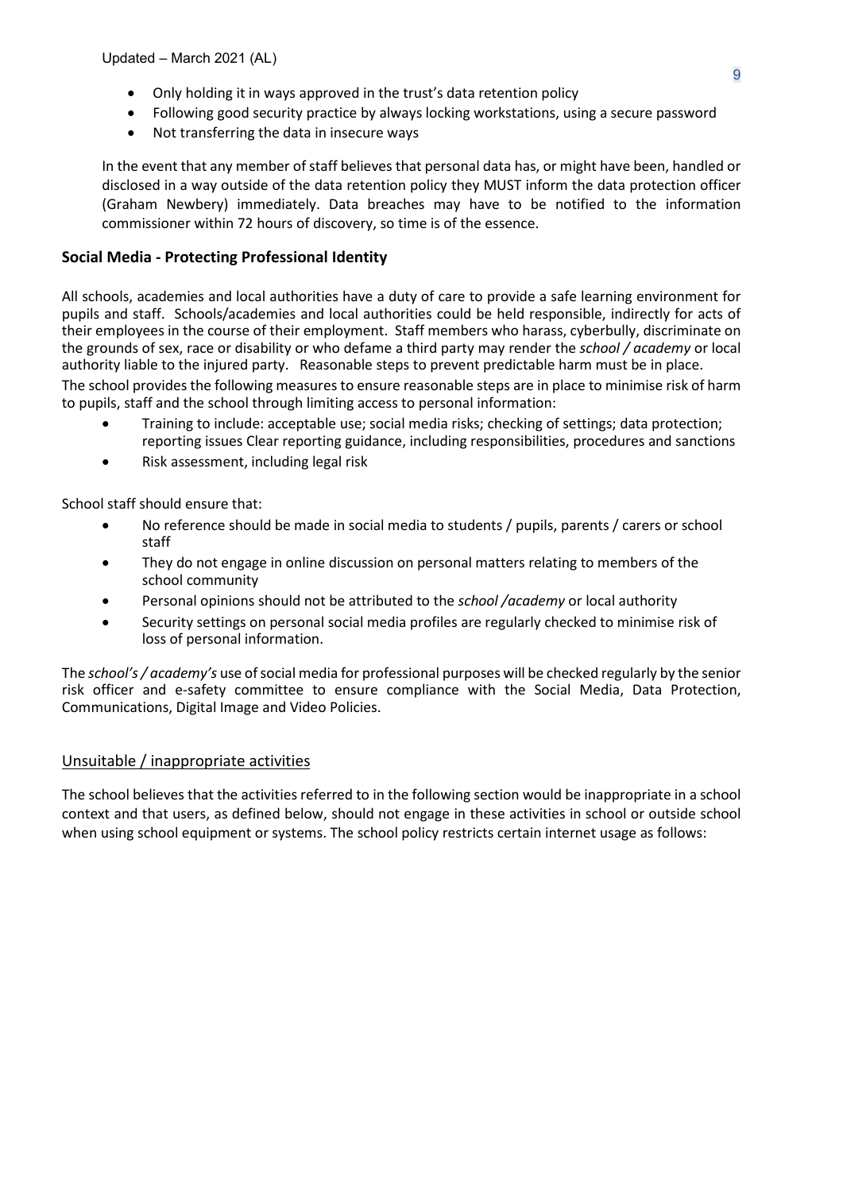- Only holding it in ways approved in the trust's data retention policy
- Following good security practice by always locking workstations, using a secure password
- Not transferring the data in insecure ways

In the event that any member of staff believes that personal data has, or might have been, handled or disclosed in a way outside of the data retention policy they MUST inform the data protection officer (Graham Newbery) immediately. Data breaches may have to be notified to the information commissioner within 72 hours of discovery, so time is of the essence.

### Social Media - Protecting Professional Identity

All schools, academies and local authorities have a duty of care to provide a safe learning environment for pupils and staff. Schools/academies and local authorities could be held responsible, indirectly for acts of their employees in the course of their employment. Staff members who harass, cyberbully, discriminate on the grounds of sex, race or disability or who defame a third party may render the *school / academy* or local authority liable to the injured party. Reasonable steps to prevent predictable harm must be in place.

The school provides the following measures to ensure reasonable steps are in place to minimise risk of harm to pupils, staff and the school through limiting access to personal information:

- Training to include: acceptable use; social media risks; checking of settings; data protection; reporting issues Clear reporting guidance, including responsibilities, procedures and sanctions
- Risk assessment, including legal risk

School staff should ensure that:

- No reference should be made in social media to students / pupils, parents / carers or school staff
- They do not engage in online discussion on personal matters relating to members of the school community
- Personal opinions should not be attributed to the *school /academy* or local authority
- Security settings on personal social media profiles are regularly checked to minimise risk of loss of personal information.

The *school's / academy's* use of social media for professional purposes will be checked regularly by the senior risk officer and e-safety committee to ensure compliance with the Social Media, Data Protection, Communications, Digital Image and Video Policies.

### Unsuitable / inappropriate activities

The school believes that the activities referred to in the following section would be inappropriate in a school context and that users, as defined below, should not engage in these activities in school or outside school when using school equipment or systems. The school policy restricts certain internet usage as follows: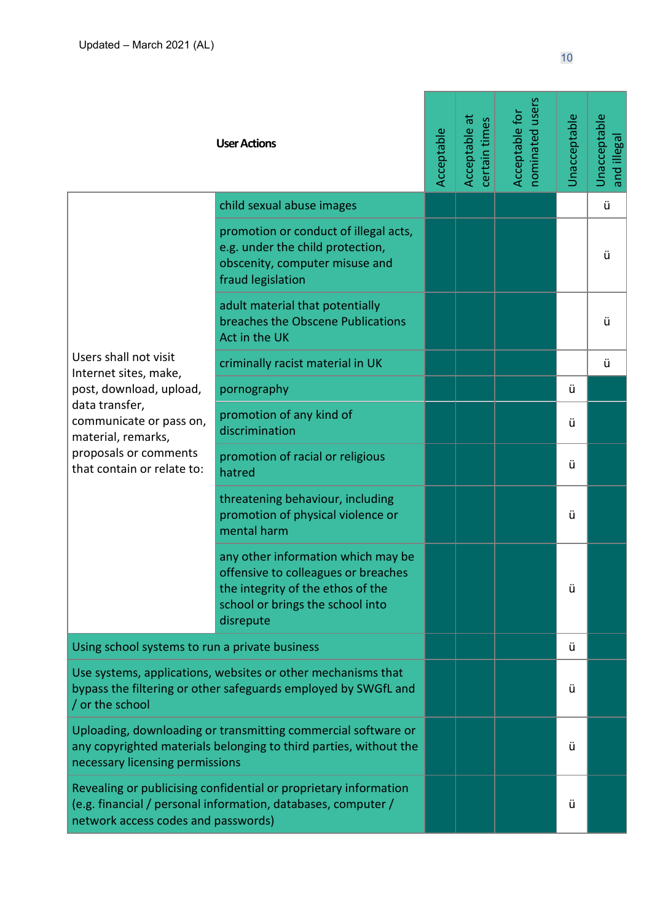| User Actions | | Acceptable | Acceptable at certain times | Acceptable for nominated users | Unacceptable | Unacceptable and illegal |
|---|---|---|---|---|---|---|
| Users shall not visit Internet sites, make, post, download, upload, data transfer, communicate or pass on, material, remarks, proposals or comments that contain or relate to: | child sexual abuse images | | | | | ü |
| | promotion or conduct of illegal acts, e.g. under the child protection, obscenity, computer misuse and fraud legislation | | | | | ü |
| | adult material that potentially breaches the Obscene Publications Act in the UK | | | | | ü |
| | criminally racist material in UK | | | | | ü |
| | pornography | | | | ü | |
| | promotion of any kind of discrimination | | | | ü | |
| | promotion of racial or religious hatred | | | | ü | |
| | threatening behaviour, including promotion of physical violence or mental harm | | | | ü | |
| | any other information which may be offensive to colleagues or breaches the integrity of the ethos of the school or brings the school into disrepute | | | | ü | |
| Using school systems to run a private business | | | | | ü | |
| Use systems, applications, websites or other mechanisms that bypass the filtering or other safeguards employed by SWGfL and / or the school | | | | | ü | |
| Uploading, downloading or transmitting commercial software or any copyrighted materials belonging to third parties, without the necessary licensing permissions | | | | | ü | |
| Revealing or publicising confidential or proprietary information (e.g. financial / personal information, databases, computer / network access codes and passwords) | | | | | ü | |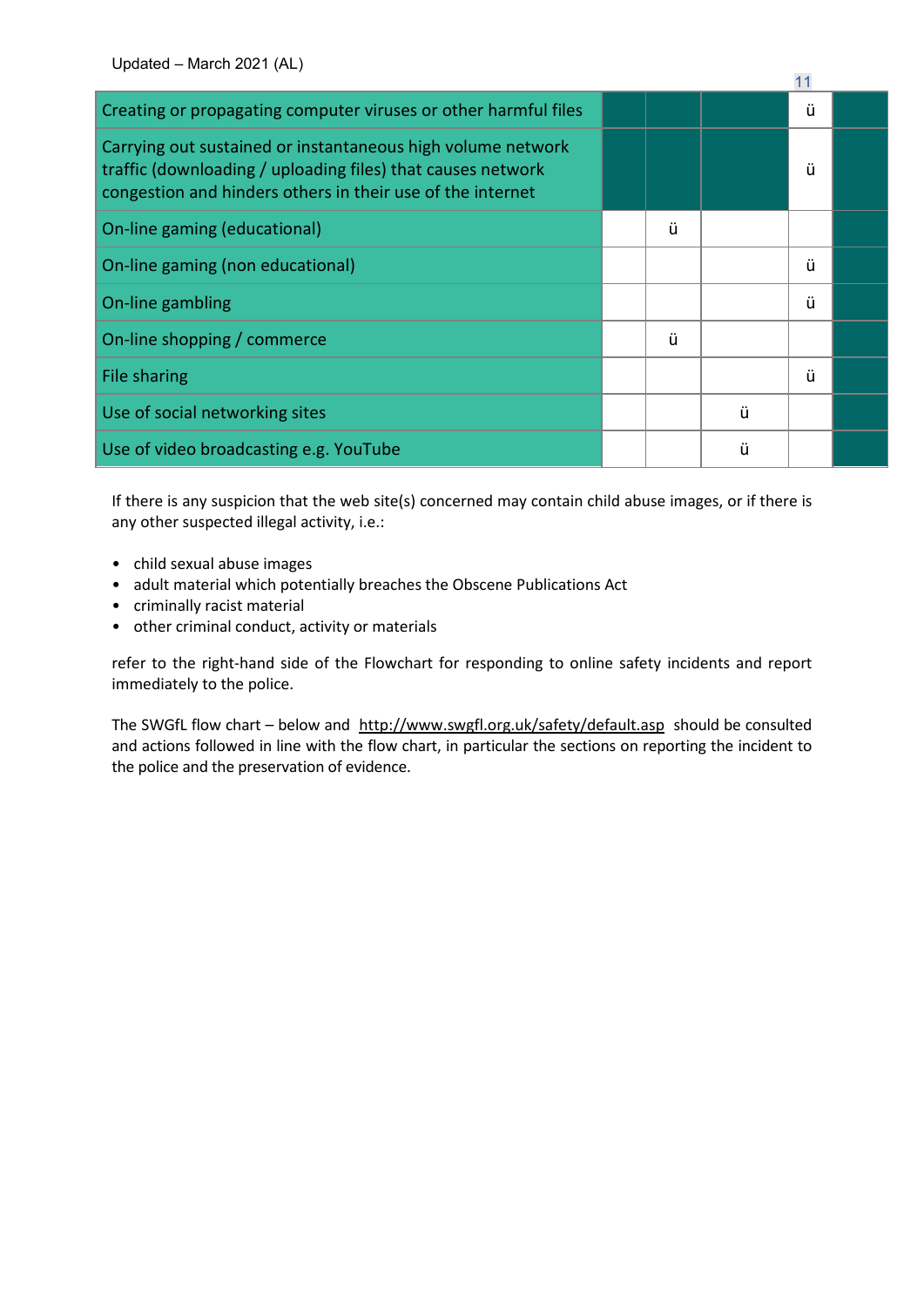Updated – March 2021 (AL)

| | | | | | |
|---|---|---|---|---|---|
| Creating or propagating computer viruses or other harmful files | | | | ü | |
| Carrying out sustained or instantaneous high volume network traffic (downloading / uploading files) that causes network congestion and hinders others in their use of the internet | | | | ü | |
| On-line gaming (educational) | | ü | | | |
| On-line gaming (non educational) | | | | ü | |
| On-line gambling | | | | ü | |
| On-line shopping / commerce | | ü | | | |
| File sharing | | | | ü | |
| Use of social networking sites | | | ü | | |
| Use of video broadcasting e.g. YouTube | | | ü | | |

If there is any suspicion that the web site(s) concerned may contain child abuse images, or if there is any other suspected illegal activity, i.e.:

- child sexual abuse images
- adult material which potentially breaches the Obscene Publications Act
- criminally racist material
- other criminal conduct, activity or materials

refer to the right-hand side of the Flowchart for responding to online safety incidents and report immediately to the police.

The SWGfL flow chart – below and http://www.swgfl.org.uk/safety/default.asp should be consulted and actions followed in line with the flow chart, in particular the sections on reporting the incident to the police and the preservation of evidence.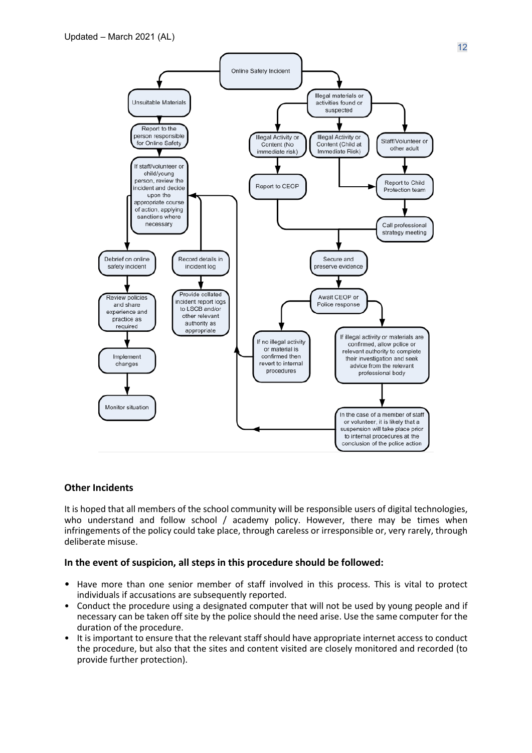Online Safety Incident

- Unsuitable Materials
  - Report to the person responsible for Online Safety
  - If staff/volunteer or child/young person, review the incident and decide upon the appropriate course of action, applying sanctions where necessary
  - Debrief on online safety incident
  - Review policies and share experience and practice as required
  - Implement changes
  - Monitor situation
  - Record details in incident log
  - Provide collated incident report logs to LSCB and/or other relevant authority as appropriate
- Illegal materials or activities found or suspected
  - Illegal Activity or Content (No immediate risk)
    - Report to CEOP
  - Illegal Activity or Content (Child at Immediate Risk)
    - Report to Child Protection team
  - Staff/Volunteer or other adult
    - Report to Child Protection team
    - Call professional strategy meeting
  - Secure and preserve evidence
  - Await CEOP or Police response
    - If no illegal activity or material is confirmed then revert to internal procedures
    - If illegal activity or materials are confirmed, allow police or relevant authority to complete their investigation and seek advice from the relevant professional body
      - In the case of a member of staff or volunteer, it is likely that a suspension will take place prior to internal procedures at the conclusion of the police action

## Other Incidents

It is hoped that all members of the school community will be responsible users of digital technologies, who understand and follow school / academy policy. However, there may be times when infringements of the policy could take place, through careless or irresponsible or, very rarely, through deliberate misuse.

### In the event of suspicion, all steps in this procedure should be followed:

- Have more than one senior member of staff involved in this process. This is vital to protect individuals if accusations are subsequently reported.
- Conduct the procedure using a designated computer that will not be used by young people and if necessary can be taken off site by the police should the need arise. Use the same computer for the duration of the procedure.
- It is important to ensure that the relevant staff should have appropriate internet access to conduct the procedure, but also that the sites and content visited are closely monitored and recorded (to provide further protection).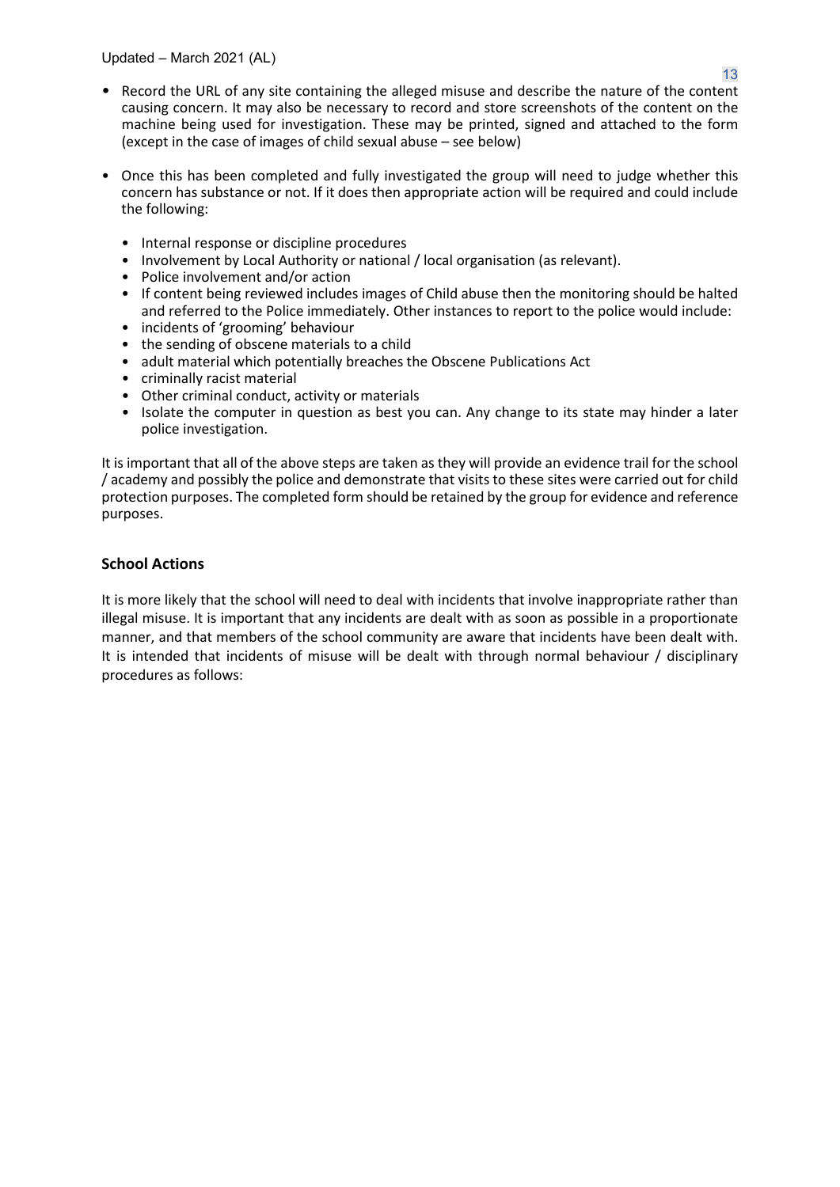- Record the URL of any site containing the alleged misuse and describe the nature of the content causing concern. It may also be necessary to record and store screenshots of the content on the machine being used for investigation. These may be printed, signed and attached to the form (except in the case of images of child sexual abuse – see below)

- Once this has been completed and fully investigated the group will need to judge whether this concern has substance or not. If it does then appropriate action will be required and could include the following:

  - Internal response or discipline procedures
  - Involvement by Local Authority or national / local organisation (as relevant).
  - Police involvement and/or action
  - If content being reviewed includes images of Child abuse then the monitoring should be halted and referred to the Police immediately. Other instances to report to the police would include:
  - incidents of 'grooming' behaviour
  - the sending of obscene materials to a child
  - adult material which potentially breaches the Obscene Publications Act
  - criminally racist material
  - Other criminal conduct, activity or materials
  - Isolate the computer in question as best you can. Any change to its state may hinder a later police investigation.

It is important that all of the above steps are taken as they will provide an evidence trail for the school / academy and possibly the police and demonstrate that visits to these sites were carried out for child protection purposes. The completed form should be retained by the group for evidence and reference purposes.

### School Actions

It is more likely that the school will need to deal with incidents that involve inappropriate rather than illegal misuse. It is important that any incidents are dealt with as soon as possible in a proportionate manner, and that members of the school community are aware that incidents have been dealt with. It is intended that incidents of misuse will be dealt with through normal behaviour / disciplinary procedures as follows: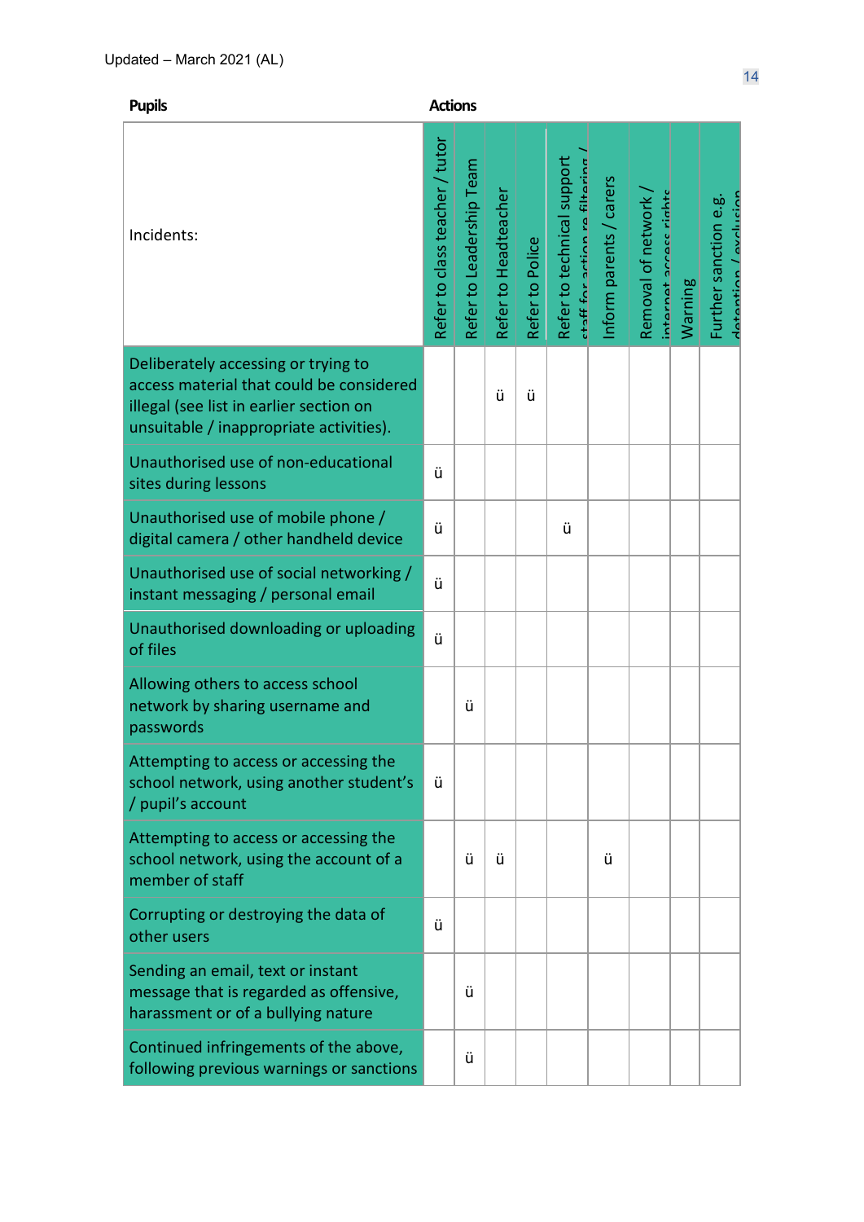Updated – March 2021 (AL)

| Pupils | Actions | | | | | | | | |
|---|---|---|---|---|---|---|---|---|---|
| Incidents: | Refer to class teacher / tutor | Refer to Leadership Team | Refer to Headteacher | Refer to Police | Refer to technical support staff for action re filtering / | Inform parents / carers | Removal of network / internet access rights | Warning | Further sanction e.g. detention / exclusion |
| Deliberately accessing or trying to access material that could be considered illegal (see list in earlier section on unsuitable / inappropriate activities). | | | ü | ü | | | | | |
| Unauthorised use of non-educational sites during lessons | ü | | | | | | | | |
| Unauthorised use of mobile phone / digital camera / other handheld device | ü | | | | ü | | | | |
| Unauthorised use of social networking / instant messaging / personal email | ü | | | | | | | | |
| Unauthorised downloading or uploading of files | ü | | | | | | | | |
| Allowing others to access school network by sharing username and passwords | | ü | | | | | | | |
| Attempting to access or accessing the school network, using another student's / pupil's account | ü | | | | | | | | |
| Attempting to access or accessing the school network, using the account of a member of staff | | ü | ü | | | ü | | | |
| Corrupting or destroying the data of other users | ü | | | | | | | | |
| Sending an email, text or instant message that is regarded as offensive, harassment or of a bullying nature | | ü | | | | | | | |
| Continued infringements of the above, following previous warnings or sanctions | | ü | | | | | | | |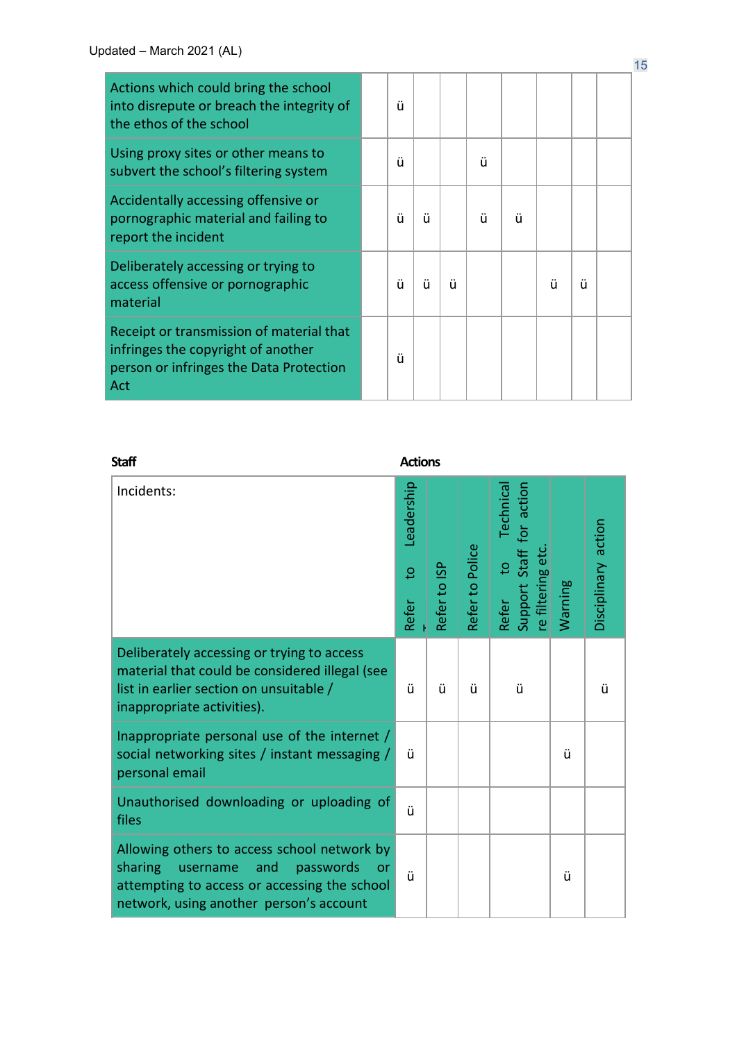| | | | | | | | | | |
|---|---|---|---|---|---|---|---|---|---|
| Actions which could bring the school into disrepute or breach the integrity of the ethos of the school | | ü | | | | | | | |
| Using proxy sites or other means to subvert the school’s filtering system | | ü | | | ü | | | | |
| Accidentally accessing offensive or pornographic material and failing to report the incident | | ü | ü | | ü | ü | | | |
| Deliberately accessing or trying to access offensive or pornographic material | | ü | ü | ü | | | ü | ü | |
| Receipt or transmission of material that infringes the copyright of another person or infringes the Data Protection Act | | ü | | | | | | | |

**Staff** **Actions**

| Incidents: | Refer to Leadership | Refer to ISP | Refer to Police | Refer to Technical Support Staff for action re filtering etc. | Warning | Disciplinary action |
|---|---|---|---|---|---|---|
| Deliberately accessing or trying to access material that could be considered illegal (see list in earlier section on unsuitable / inappropriate activities). | ü | ü | ü | ü | | ü |
| Inappropriate personal use of the internet / social networking sites / instant messaging / personal email | ü | | | | ü | |
| Unauthorised downloading or uploading of files | ü | | | | | |
| Allowing others to access school network by sharing username and passwords or attempting to access or accessing the school network, using another person’s account | ü | | | | ü | |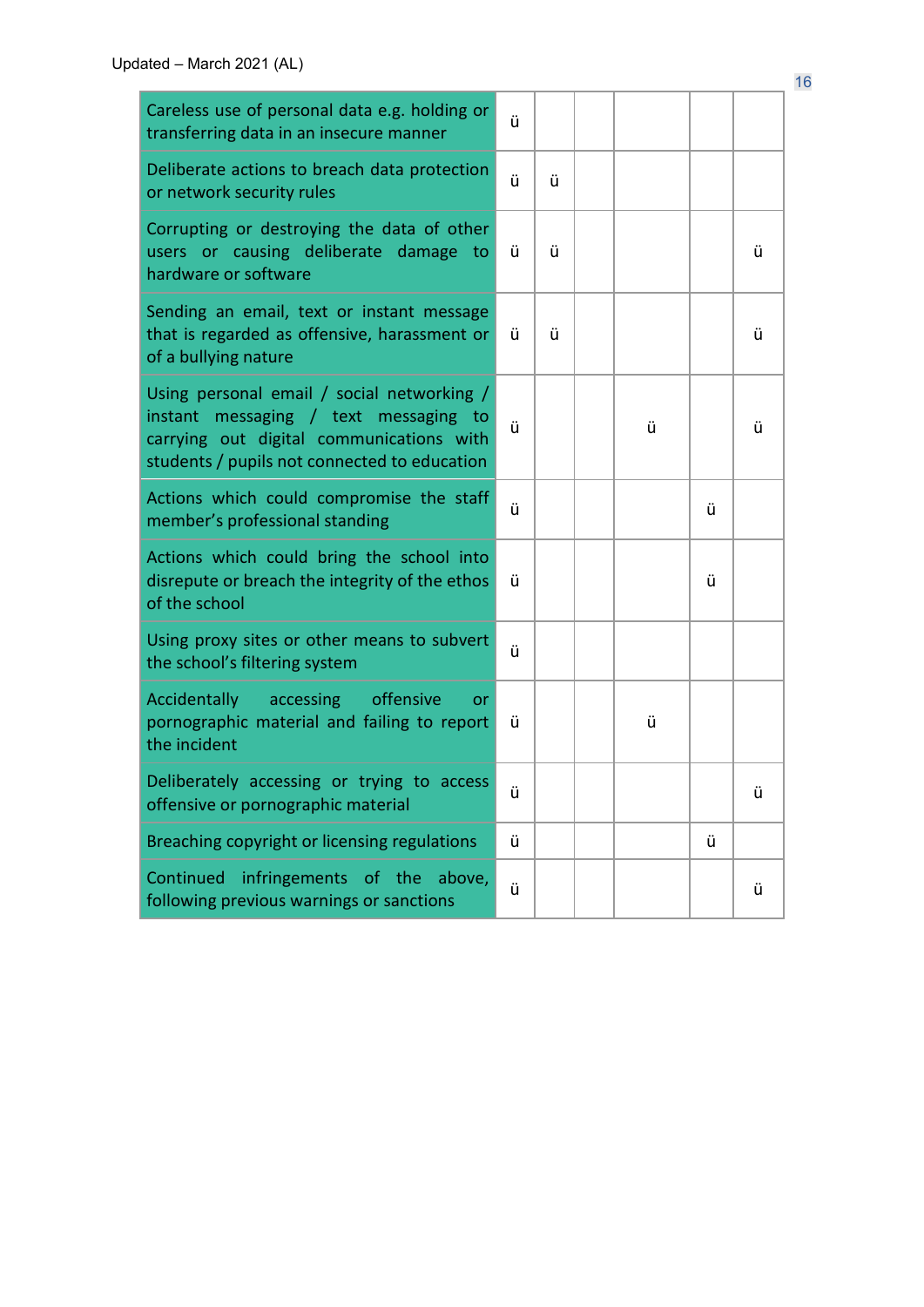| | | | | | | |
|---|---|---|---|---|---|---|
| Careless use of personal data e.g. holding or transferring data in an insecure manner | ü | | | | | |
| Deliberate actions to breach data protection or network security rules | ü | ü | | | | |
| Corrupting or destroying the data of other users or causing deliberate damage to hardware or software | ü | ü | | | | ü |
| Sending an email, text or instant message that is regarded as offensive, harassment or of a bullying nature | ü | ü | | | | ü |
| Using personal email / social networking / instant messaging / text messaging to carrying out digital communications with students / pupils not connected to education | ü | | | ü | | ü |
| Actions which could compromise the staff member's professional standing | ü | | | | ü | |
| Actions which could bring the school into disrepute or breach the integrity of the ethos of the school | ü | | | | ü | |
| Using proxy sites or other means to subvert the school's filtering system | ü | | | | | |
| Accidentally accessing offensive or pornographic material and failing to report the incident | ü | | | ü | | |
| Deliberately accessing or trying to access offensive or pornographic material | ü | | | | | ü |
| Breaching copyright or licensing regulations | ü | | | | ü | |
| Continued infringements of the above, following previous warnings or sanctions | ü | | | | | ü |